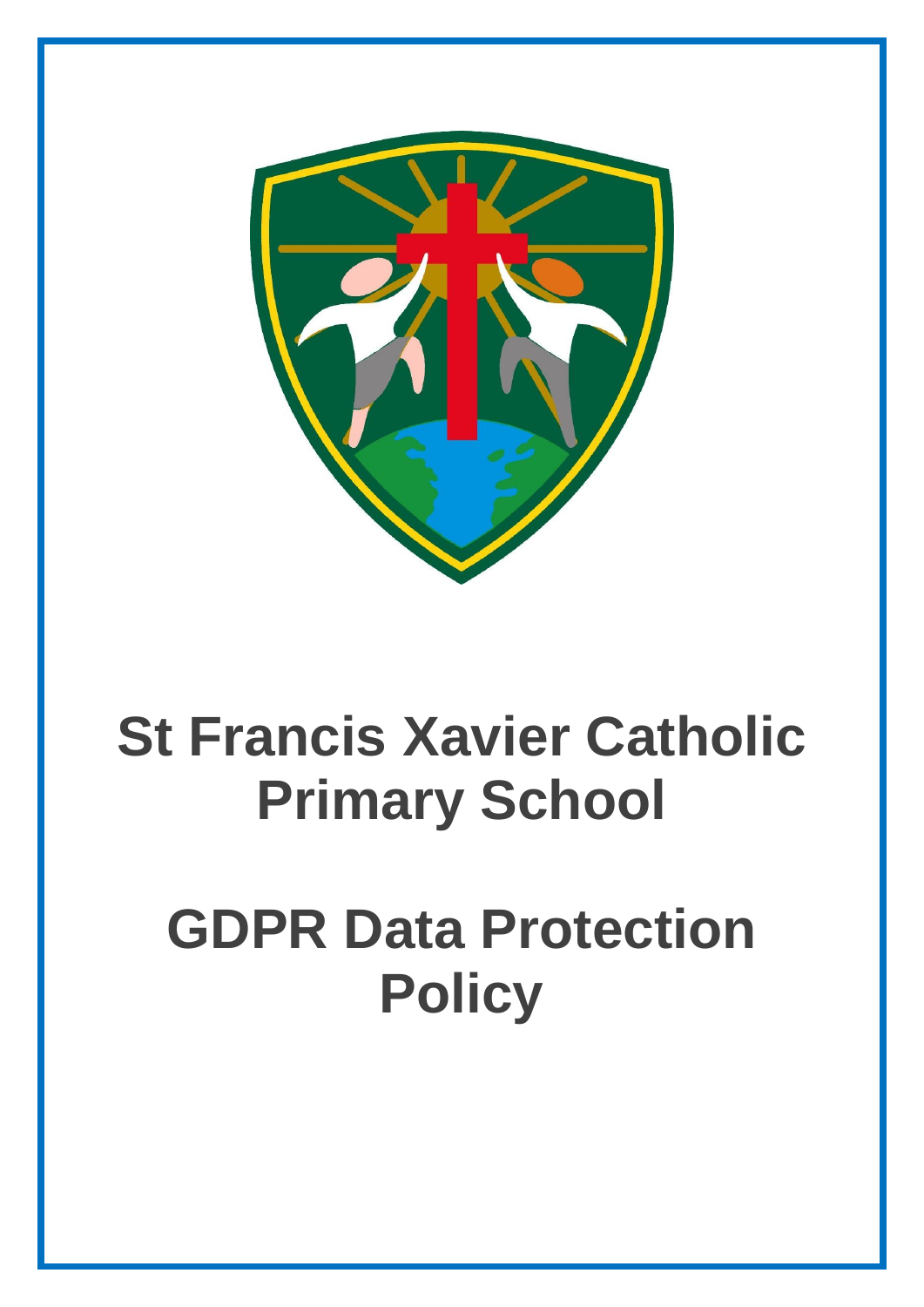# St Francis Xavier Catholic Primary School

# GDPR Data Protection Policy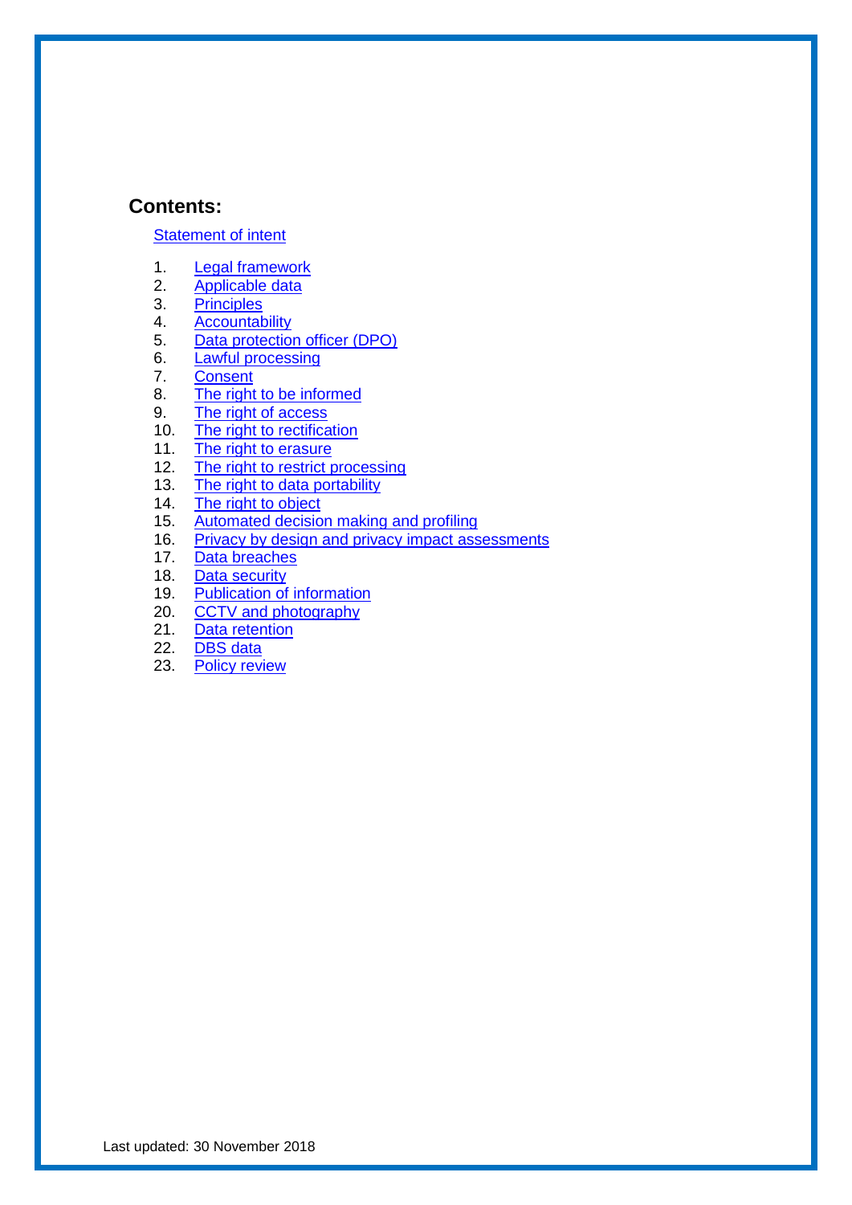## Contents:

Statement of intent

1. Legal framework
2. Applicable data
3. Principles
4. Accountability
5. Data protection officer (DPO)
6. Lawful processing
7. Consent
8. The right to be informed
9. The right of access
10. The right to rectification
11. The right to erasure
12. The right to restrict processing
13. The right to data portability
14. The right to object
15. Automated decision making and profiling
16. Privacy by design and privacy impact assessments
17. Data breaches
18. Data security
19. Publication of information
20. CCTV and photography
21. Data retention
22. DBS data
23. Policy review

Last updated: 30 November 2018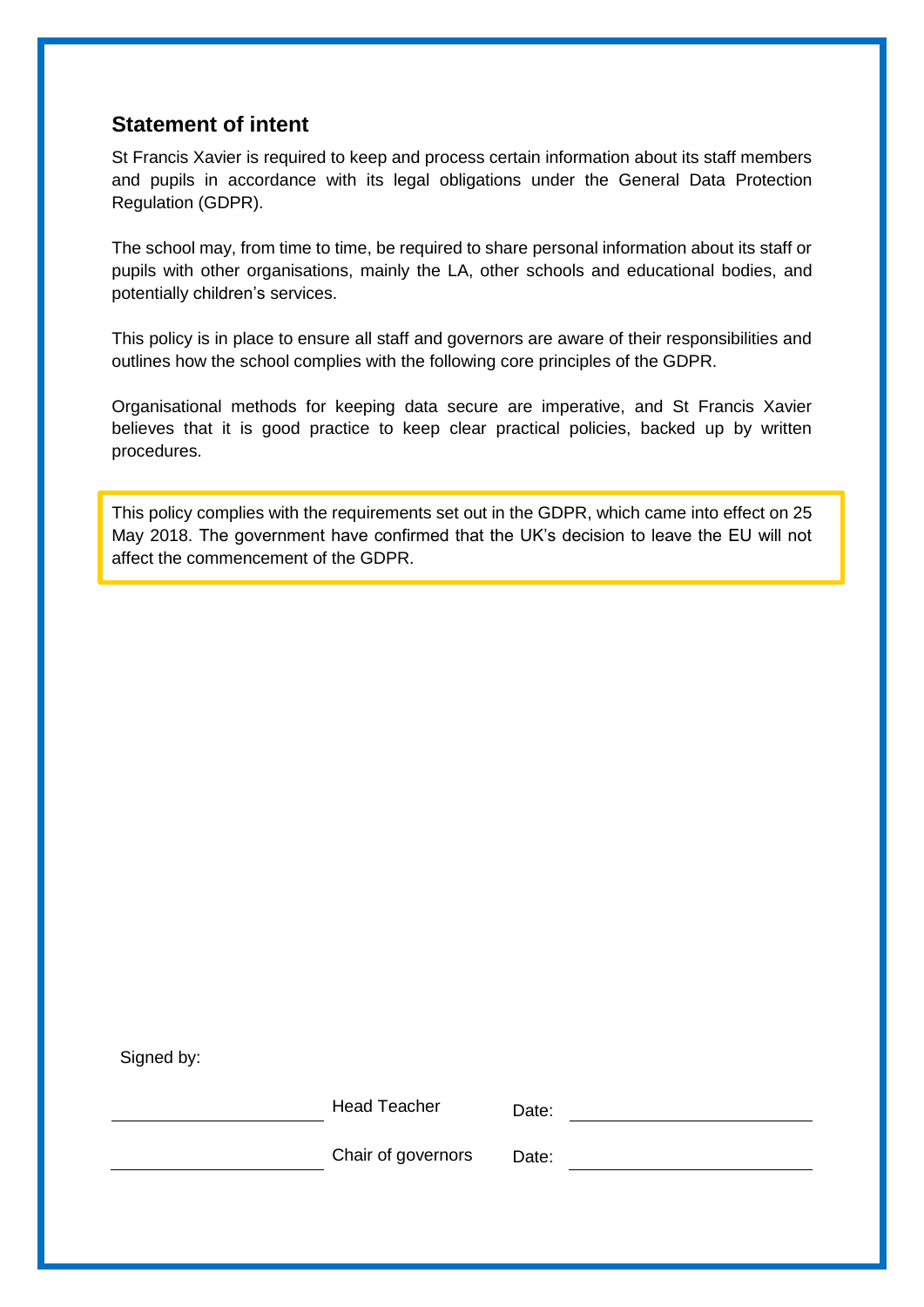## Statement of intent

St Francis Xavier is required to keep and process certain information about its staff members and pupils in accordance with its legal obligations under the General Data Protection Regulation (GDPR).

The school may, from time to time, be required to share personal information about its staff or pupils with other organisations, mainly the LA, other schools and educational bodies, and potentially children's services.

This policy is in place to ensure all staff and governors are aware of their responsibilities and outlines how the school complies with the following core principles of the GDPR.

Organisational methods for keeping data secure are imperative, and St Francis Xavier believes that it is good practice to keep clear practical policies, backed up by written procedures.

> This policy complies with the requirements set out in the GDPR, which came into effect on 25 May 2018. The government have confirmed that the UK's decision to leave the EU will not affect the commencement of the GDPR.

Signed by:

| | | | |
|---|---|---|---|
| ______________________ | Head Teacher | Date: | ______________________ |
| ______________________ | Chair of governors | Date: | ______________________ |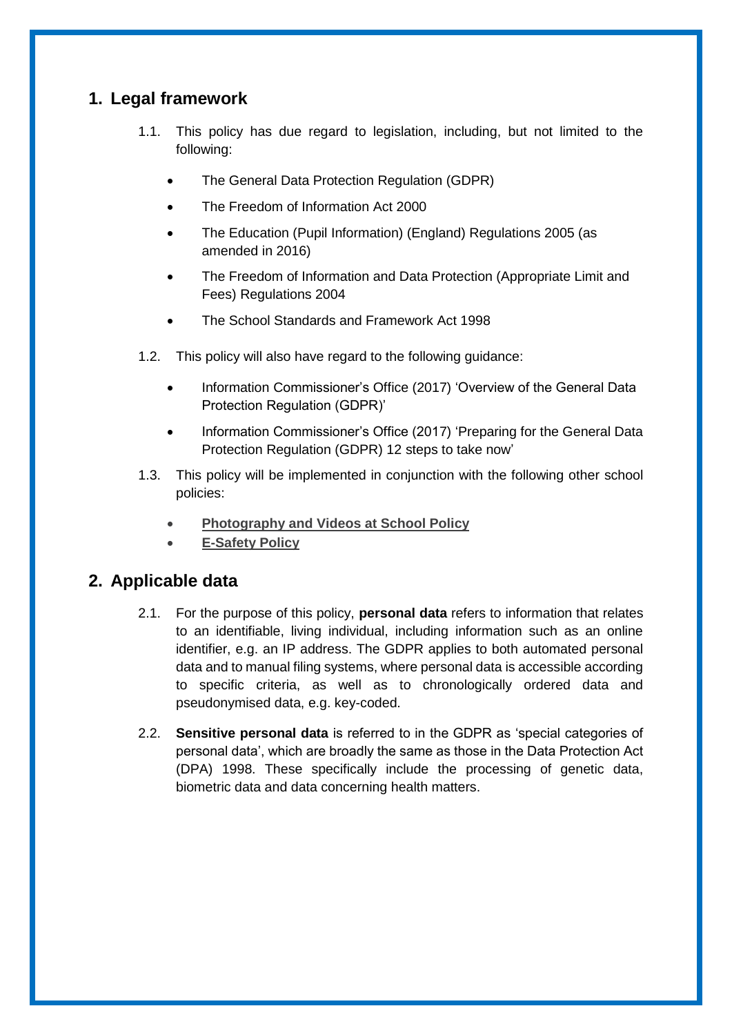## 1. Legal framework

1.1. This policy has due regard to legislation, including, but not limited to the following:

- The General Data Protection Regulation (GDPR)
- The Freedom of Information Act 2000
- The Education (Pupil Information) (England) Regulations 2005 (as amended in 2016)
- The Freedom of Information and Data Protection (Appropriate Limit and Fees) Regulations 2004
- The School Standards and Framework Act 1998

1.2. This policy will also have regard to the following guidance:

- Information Commissioner's Office (2017) 'Overview of the General Data Protection Regulation (GDPR)'
- Information Commissioner's Office (2017) 'Preparing for the General Data Protection Regulation (GDPR) 12 steps to take now'

1.3. This policy will be implemented in conjunction with the following other school policies:

- **Photography and Videos at School Policy**
- **E-Safety Policy**

## 2. Applicable data

2.1. For the purpose of this policy, **personal data** refers to information that relates to an identifiable, living individual, including information such as an online identifier, e.g. an IP address. The GDPR applies to both automated personal data and to manual filing systems, where personal data is accessible according to specific criteria, as well as to chronologically ordered data and pseudonymised data, e.g. key-coded.

2.2. **Sensitive personal data** is referred to in the GDPR as 'special categories of personal data', which are broadly the same as those in the Data Protection Act (DPA) 1998. These specifically include the processing of genetic data, biometric data and data concerning health matters.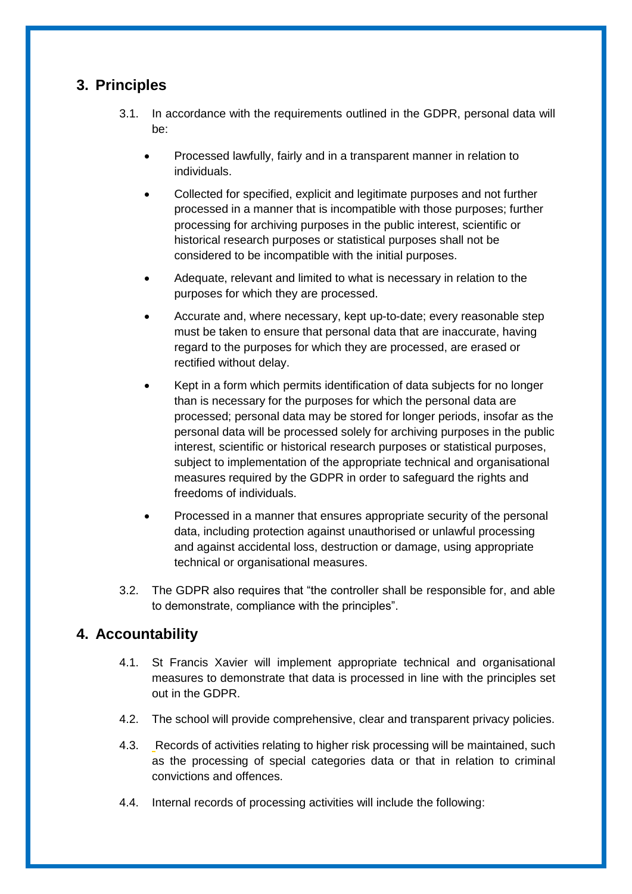## 3. Principles

3.1. In accordance with the requirements outlined in the GDPR, personal data will be:

- Processed lawfully, fairly and in a transparent manner in relation to individuals.
- Collected for specified, explicit and legitimate purposes and not further processed in a manner that is incompatible with those purposes; further processing for archiving purposes in the public interest, scientific or historical research purposes or statistical purposes shall not be considered to be incompatible with the initial purposes.
- Adequate, relevant and limited to what is necessary in relation to the purposes for which they are processed.
- Accurate and, where necessary, kept up-to-date; every reasonable step must be taken to ensure that personal data that are inaccurate, having regard to the purposes for which they are processed, are erased or rectified without delay.
- Kept in a form which permits identification of data subjects for no longer than is necessary for the purposes for which the personal data are processed; personal data may be stored for longer periods, insofar as the personal data will be processed solely for archiving purposes in the public interest, scientific or historical research purposes or statistical purposes, subject to implementation of the appropriate technical and organisational measures required by the GDPR in order to safeguard the rights and freedoms of individuals.
- Processed in a manner that ensures appropriate security of the personal data, including protection against unauthorised or unlawful processing and against accidental loss, destruction or damage, using appropriate technical or organisational measures.

3.2. The GDPR also requires that "the controller shall be responsible for, and able to demonstrate, compliance with the principles".

## 4. Accountability

4.1. St Francis Xavier will implement appropriate technical and organisational measures to demonstrate that data is processed in line with the principles set out in the GDPR.

4.2. The school will provide comprehensive, clear and transparent privacy policies.

4.3. Records of activities relating to higher risk processing will be maintained, such as the processing of special categories data or that in relation to criminal convictions and offences.

4.4. Internal records of processing activities will include the following: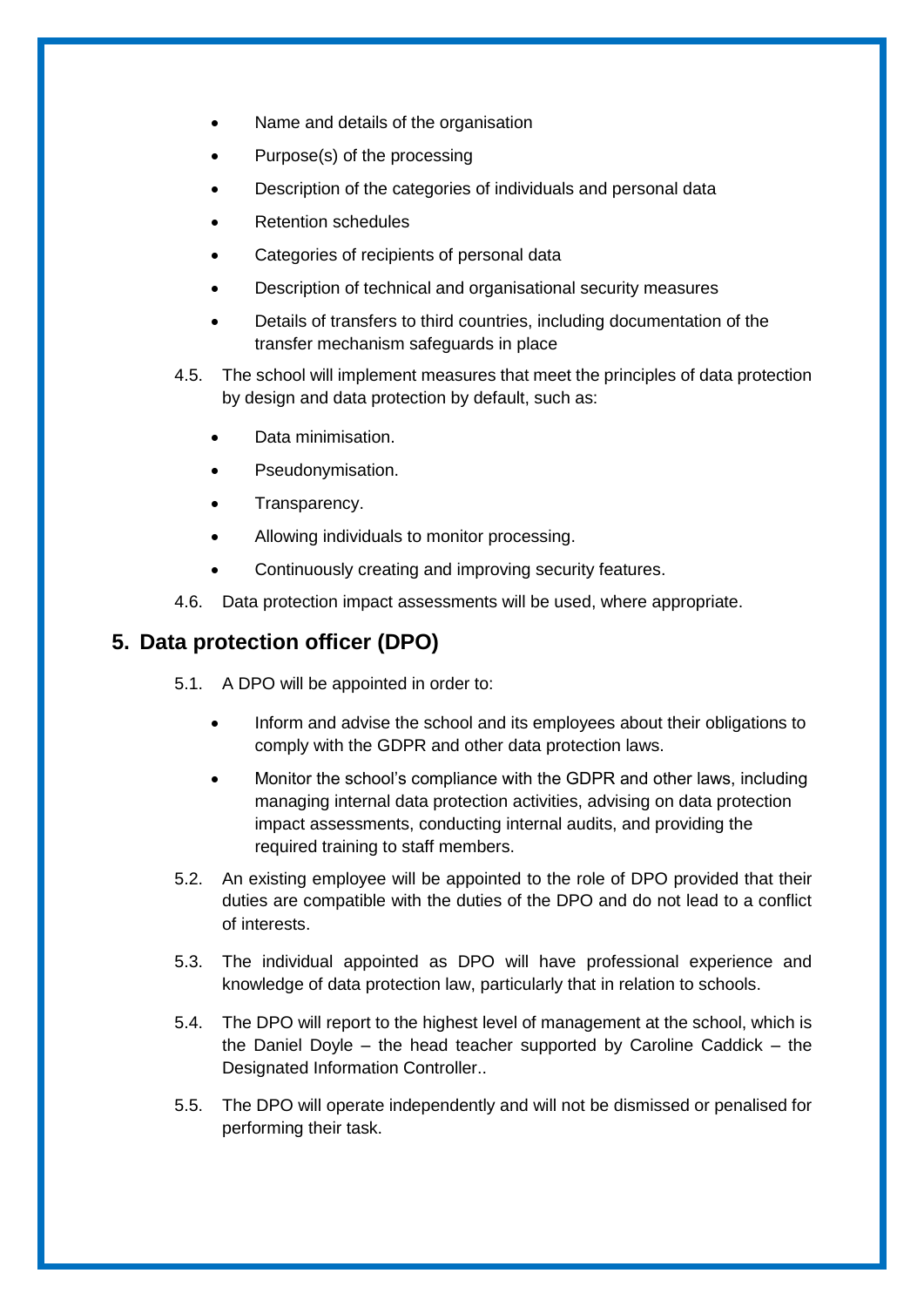- Name and details of the organisation
- Purpose(s) of the processing
- Description of the categories of individuals and personal data
- Retention schedules
- Categories of recipients of personal data
- Description of technical and organisational security measures
- Details of transfers to third countries, including documentation of the transfer mechanism safeguards in place

4.5. The school will implement measures that meet the principles of data protection by design and data protection by default, such as:

- Data minimisation.
- Pseudonymisation.
- Transparency.
- Allowing individuals to monitor processing.
- Continuously creating and improving security features.

4.6. Data protection impact assessments will be used, where appropriate.

## 5. Data protection officer (DPO)

5.1. A DPO will be appointed in order to:

- Inform and advise the school and its employees about their obligations to comply with the GDPR and other data protection laws.
- Monitor the school's compliance with the GDPR and other laws, including managing internal data protection activities, advising on data protection impact assessments, conducting internal audits, and providing the required training to staff members.

5.2. An existing employee will be appointed to the role of DPO provided that their duties are compatible with the duties of the DPO and do not lead to a conflict of interests.

5.3. The individual appointed as DPO will have professional experience and knowledge of data protection law, particularly that in relation to schools.

5.4. The DPO will report to the highest level of management at the school, which is the Daniel Doyle – the head teacher supported by Caroline Caddick – the Designated Information Controller..

5.5. The DPO will operate independently and will not be dismissed or penalised for performing their task.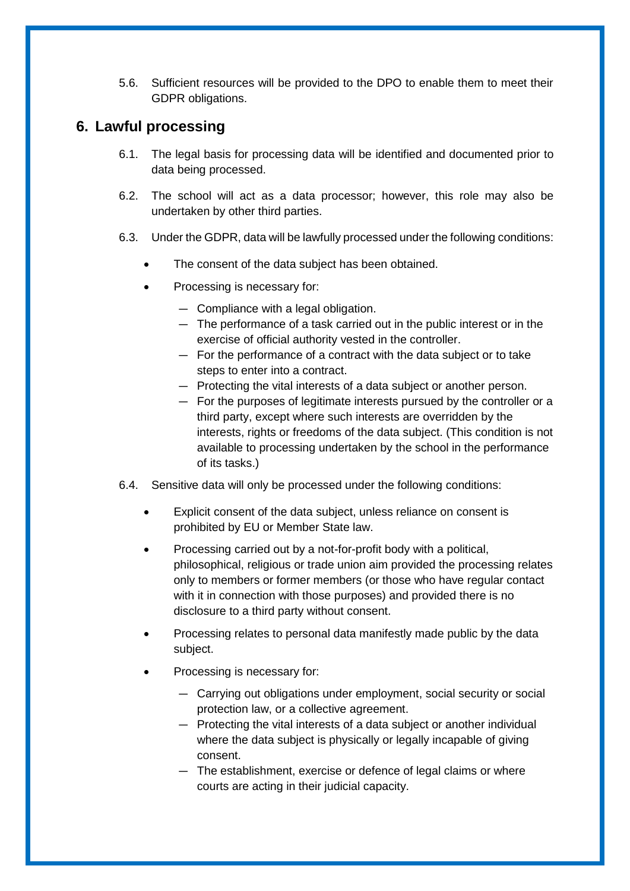5.6. Sufficient resources will be provided to the DPO to enable them to meet their GDPR obligations.

## 6. Lawful processing

6.1. The legal basis for processing data will be identified and documented prior to data being processed.

6.2. The school will act as a data processor; however, this role may also be undertaken by other third parties.

6.3. Under the GDPR, data will be lawfully processed under the following conditions:

- The consent of the data subject has been obtained.
- Processing is necessary for:
  - Compliance with a legal obligation.
  - The performance of a task carried out in the public interest or in the exercise of official authority vested in the controller.
  - For the performance of a contract with the data subject or to take steps to enter into a contract.
  - Protecting the vital interests of a data subject or another person.
  - For the purposes of legitimate interests pursued by the controller or a third party, except where such interests are overridden by the interests, rights or freedoms of the data subject. (This condition is not available to processing undertaken by the school in the performance of its tasks.)

6.4. Sensitive data will only be processed under the following conditions:

- Explicit consent of the data subject, unless reliance on consent is prohibited by EU or Member State law.
- Processing carried out by a not-for-profit body with a political, philosophical, religious or trade union aim provided the processing relates only to members or former members (or those who have regular contact with it in connection with those purposes) and provided there is no disclosure to a third party without consent.
- Processing relates to personal data manifestly made public by the data subject.
- Processing is necessary for:
  - Carrying out obligations under employment, social security or social protection law, or a collective agreement.
  - Protecting the vital interests of a data subject or another individual where the data subject is physically or legally incapable of giving consent.
  - The establishment, exercise or defence of legal claims or where courts are acting in their judicial capacity.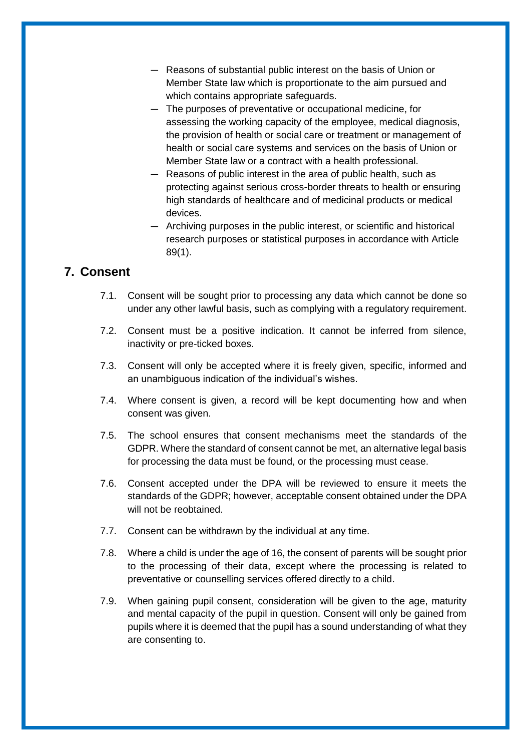- Reasons of substantial public interest on the basis of Union or Member State law which is proportionate to the aim pursued and which contains appropriate safeguards.
- The purposes of preventative or occupational medicine, for assessing the working capacity of the employee, medical diagnosis, the provision of health or social care or treatment or management of health or social care systems and services on the basis of Union or Member State law or a contract with a health professional.
- Reasons of public interest in the area of public health, such as protecting against serious cross-border threats to health or ensuring high standards of healthcare and of medicinal products or medical devices.
- Archiving purposes in the public interest, or scientific and historical research purposes or statistical purposes in accordance with Article 89(1).

## 7. Consent

7.1. Consent will be sought prior to processing any data which cannot be done so under any other lawful basis, such as complying with a regulatory requirement.

7.2. Consent must be a positive indication. It cannot be inferred from silence, inactivity or pre-ticked boxes.

7.3. Consent will only be accepted where it is freely given, specific, informed and an unambiguous indication of the individual's wishes.

7.4. Where consent is given, a record will be kept documenting how and when consent was given.

7.5. The school ensures that consent mechanisms meet the standards of the GDPR. Where the standard of consent cannot be met, an alternative legal basis for processing the data must be found, or the processing must cease.

7.6. Consent accepted under the DPA will be reviewed to ensure it meets the standards of the GDPR; however, acceptable consent obtained under the DPA will not be reobtained.

7.7. Consent can be withdrawn by the individual at any time.

7.8. Where a child is under the age of 16, the consent of parents will be sought prior to the processing of their data, except where the processing is related to preventative or counselling services offered directly to a child.

7.9. When gaining pupil consent, consideration will be given to the age, maturity and mental capacity of the pupil in question. Consent will only be gained from pupils where it is deemed that the pupil has a sound understanding of what they are consenting to.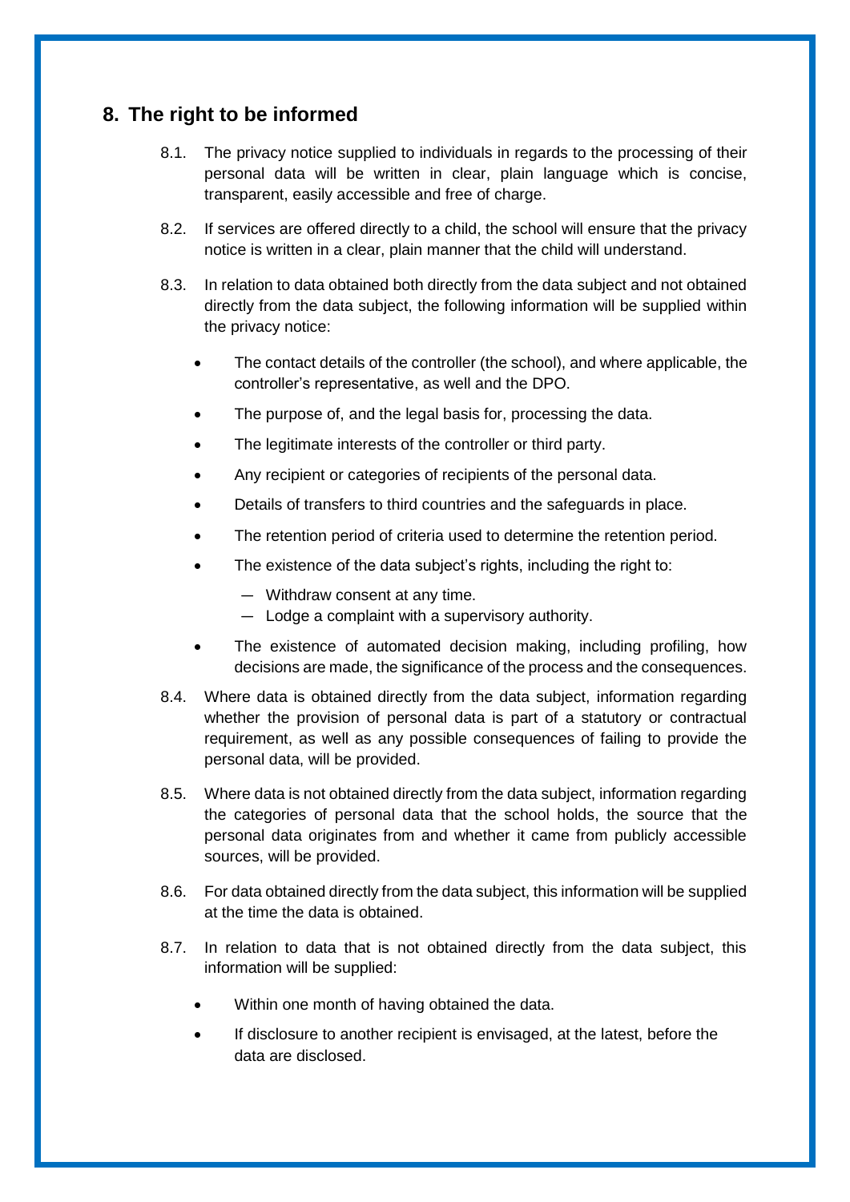## 8. The right to be informed

8.1. The privacy notice supplied to individuals in regards to the processing of their personal data will be written in clear, plain language which is concise, transparent, easily accessible and free of charge.

8.2. If services are offered directly to a child, the school will ensure that the privacy notice is written in a clear, plain manner that the child will understand.

8.3. In relation to data obtained both directly from the data subject and not obtained directly from the data subject, the following information will be supplied within the privacy notice:

- The contact details of the controller (the school), and where applicable, the controller's representative, as well and the DPO.
- The purpose of, and the legal basis for, processing the data.
- The legitimate interests of the controller or third party.
- Any recipient or categories of recipients of the personal data.
- Details of transfers to third countries and the safeguards in place.
- The retention period of criteria used to determine the retention period.
- The existence of the data subject's rights, including the right to:
  - Withdraw consent at any time.
  - Lodge a complaint with a supervisory authority.
- The existence of automated decision making, including profiling, how decisions are made, the significance of the process and the consequences.

8.4. Where data is obtained directly from the data subject, information regarding whether the provision of personal data is part of a statutory or contractual requirement, as well as any possible consequences of failing to provide the personal data, will be provided.

8.5. Where data is not obtained directly from the data subject, information regarding the categories of personal data that the school holds, the source that the personal data originates from and whether it came from publicly accessible sources, will be provided.

8.6. For data obtained directly from the data subject, this information will be supplied at the time the data is obtained.

8.7. In relation to data that is not obtained directly from the data subject, this information will be supplied:

- Within one month of having obtained the data.
- If disclosure to another recipient is envisaged, at the latest, before the data are disclosed.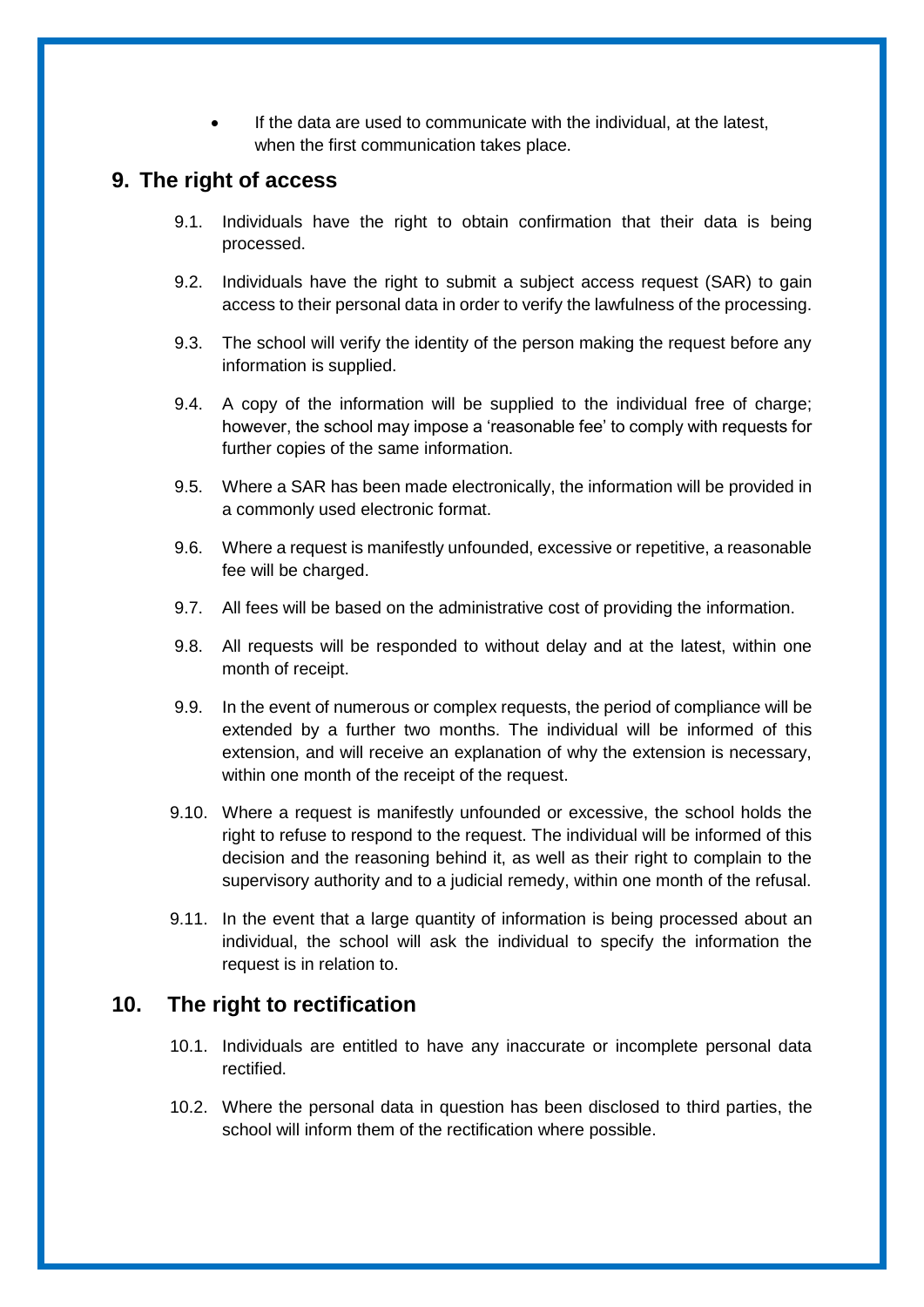- If the data are used to communicate with the individual, at the latest, when the first communication takes place.

## 9. The right of access

9.1. Individuals have the right to obtain confirmation that their data is being processed.

9.2. Individuals have the right to submit a subject access request (SAR) to gain access to their personal data in order to verify the lawfulness of the processing.

9.3. The school will verify the identity of the person making the request before any information is supplied.

9.4. A copy of the information will be supplied to the individual free of charge; however, the school may impose a 'reasonable fee' to comply with requests for further copies of the same information.

9.5. Where a SAR has been made electronically, the information will be provided in a commonly used electronic format.

9.6. Where a request is manifestly unfounded, excessive or repetitive, a reasonable fee will be charged.

9.7. All fees will be based on the administrative cost of providing the information.

9.8. All requests will be responded to without delay and at the latest, within one month of receipt.

9.9. In the event of numerous or complex requests, the period of compliance will be extended by a further two months. The individual will be informed of this extension, and will receive an explanation of why the extension is necessary, within one month of the receipt of the request.

9.10. Where a request is manifestly unfounded or excessive, the school holds the right to refuse to respond to the request. The individual will be informed of this decision and the reasoning behind it, as well as their right to complain to the supervisory authority and to a judicial remedy, within one month of the refusal.

9.11. In the event that a large quantity of information is being processed about an individual, the school will ask the individual to specify the information the request is in relation to.

## 10. The right to rectification

10.1. Individuals are entitled to have any inaccurate or incomplete personal data rectified.

10.2. Where the personal data in question has been disclosed to third parties, the school will inform them of the rectification where possible.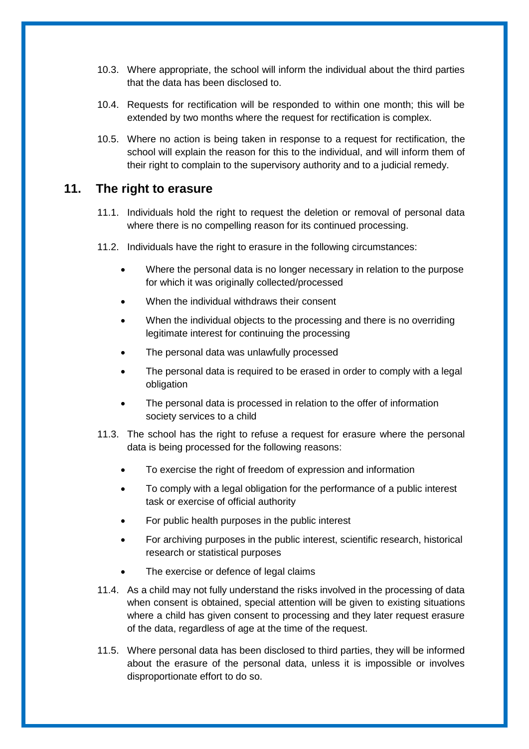10.3. Where appropriate, the school will inform the individual about the third parties that the data has been disclosed to.

10.4. Requests for rectification will be responded to within one month; this will be extended by two months where the request for rectification is complex.

10.5. Where no action is being taken in response to a request for rectification, the school will explain the reason for this to the individual, and will inform them of their right to complain to the supervisory authority and to a judicial remedy.

## 11. The right to erasure

11.1. Individuals hold the right to request the deletion or removal of personal data where there is no compelling reason for its continued processing.

11.2. Individuals have the right to erasure in the following circumstances:

- Where the personal data is no longer necessary in relation to the purpose for which it was originally collected/processed
- When the individual withdraws their consent
- When the individual objects to the processing and there is no overriding legitimate interest for continuing the processing
- The personal data was unlawfully processed
- The personal data is required to be erased in order to comply with a legal obligation
- The personal data is processed in relation to the offer of information society services to a child

11.3. The school has the right to refuse a request for erasure where the personal data is being processed for the following reasons:

- To exercise the right of freedom of expression and information
- To comply with a legal obligation for the performance of a public interest task or exercise of official authority
- For public health purposes in the public interest
- For archiving purposes in the public interest, scientific research, historical research or statistical purposes
- The exercise or defence of legal claims

11.4. As a child may not fully understand the risks involved in the processing of data when consent is obtained, special attention will be given to existing situations where a child has given consent to processing and they later request erasure of the data, regardless of age at the time of the request.

11.5. Where personal data has been disclosed to third parties, they will be informed about the erasure of the personal data, unless it is impossible or involves disproportionate effort to do so.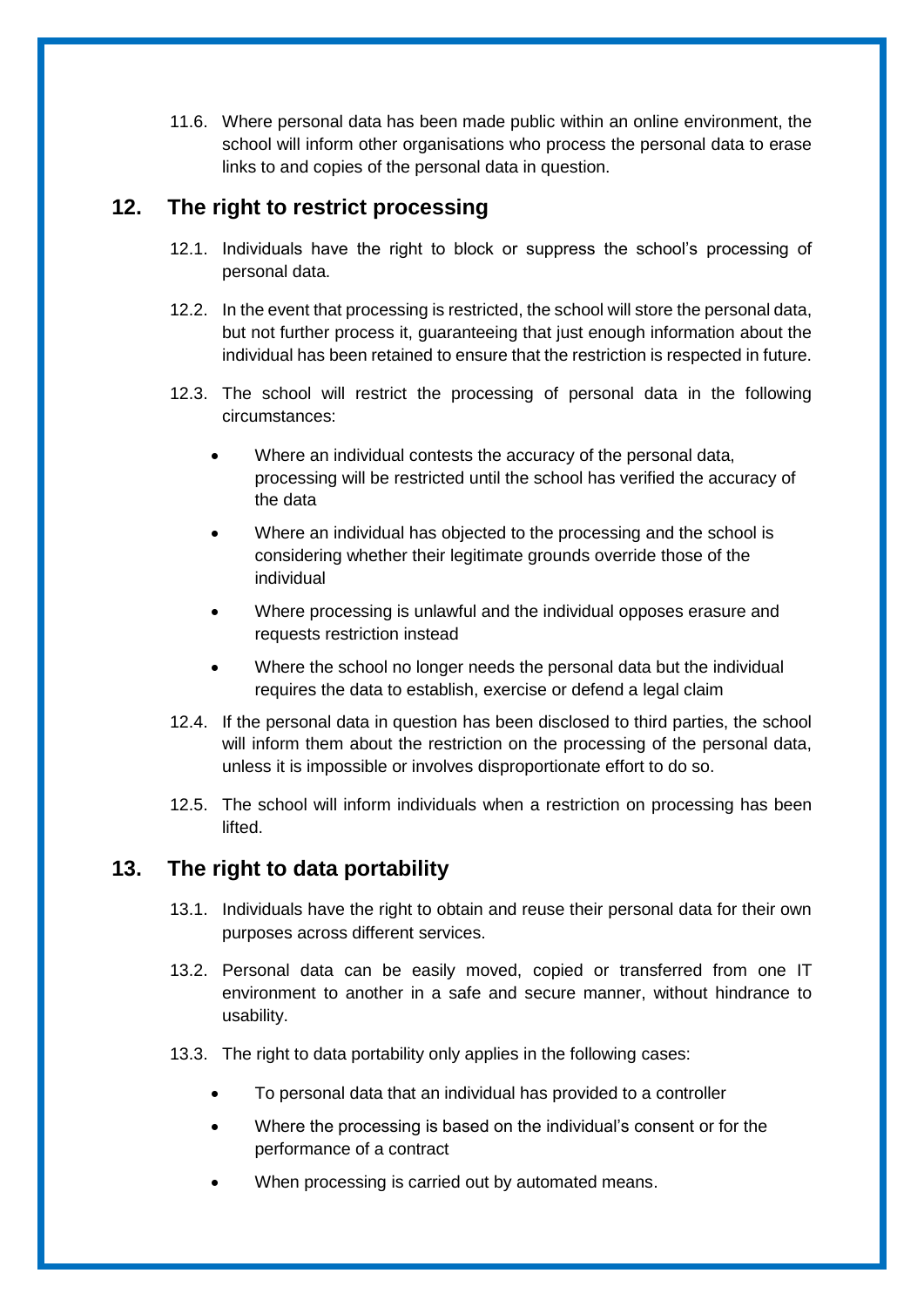11.6. Where personal data has been made public within an online environment, the school will inform other organisations who process the personal data to erase links to and copies of the personal data in question.

## 12. The right to restrict processing

12.1. Individuals have the right to block or suppress the school's processing of personal data.

12.2. In the event that processing is restricted, the school will store the personal data, but not further process it, guaranteeing that just enough information about the individual has been retained to ensure that the restriction is respected in future.

12.3. The school will restrict the processing of personal data in the following circumstances:

- Where an individual contests the accuracy of the personal data, processing will be restricted until the school has verified the accuracy of the data
- Where an individual has objected to the processing and the school is considering whether their legitimate grounds override those of the individual
- Where processing is unlawful and the individual opposes erasure and requests restriction instead
- Where the school no longer needs the personal data but the individual requires the data to establish, exercise or defend a legal claim

12.4. If the personal data in question has been disclosed to third parties, the school will inform them about the restriction on the processing of the personal data, unless it is impossible or involves disproportionate effort to do so.

12.5. The school will inform individuals when a restriction on processing has been lifted.

## 13. The right to data portability

13.1. Individuals have the right to obtain and reuse their personal data for their own purposes across different services.

13.2. Personal data can be easily moved, copied or transferred from one IT environment to another in a safe and secure manner, without hindrance to usability.

13.3. The right to data portability only applies in the following cases:

- To personal data that an individual has provided to a controller
- Where the processing is based on the individual's consent or for the performance of a contract
- When processing is carried out by automated means.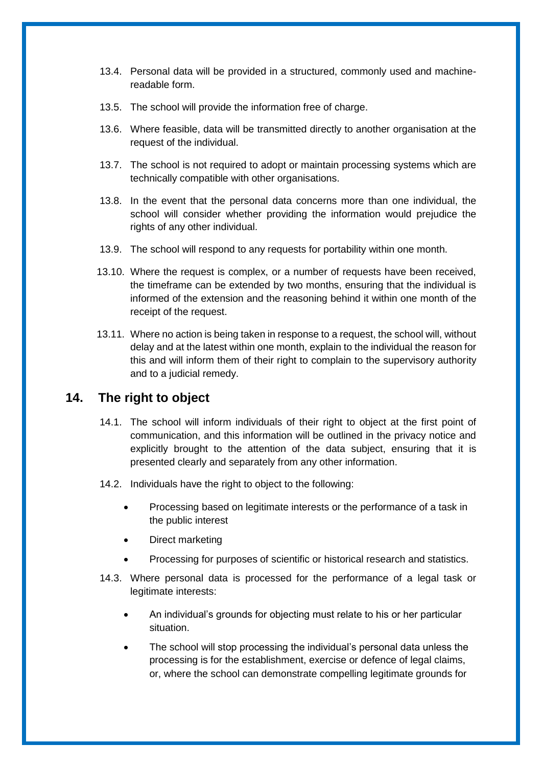13.4. Personal data will be provided in a structured, commonly used and machine-readable form.

13.5. The school will provide the information free of charge.

13.6. Where feasible, data will be transmitted directly to another organisation at the request of the individual.

13.7. The school is not required to adopt or maintain processing systems which are technically compatible with other organisations.

13.8. In the event that the personal data concerns more than one individual, the school will consider whether providing the information would prejudice the rights of any other individual.

13.9. The school will respond to any requests for portability within one month.

13.10. Where the request is complex, or a number of requests have been received, the timeframe can be extended by two months, ensuring that the individual is informed of the extension and the reasoning behind it within one month of the receipt of the request.

13.11. Where no action is being taken in response to a request, the school will, without delay and at the latest within one month, explain to the individual the reason for this and will inform them of their right to complain to the supervisory authority and to a judicial remedy.

## 14. The right to object

14.1. The school will inform individuals of their right to object at the first point of communication, and this information will be outlined in the privacy notice and explicitly brought to the attention of the data subject, ensuring that it is presented clearly and separately from any other information.

14.2. Individuals have the right to object to the following:

- Processing based on legitimate interests or the performance of a task in the public interest
- Direct marketing
- Processing for purposes of scientific or historical research and statistics.

14.3. Where personal data is processed for the performance of a legal task or legitimate interests:

- An individual's grounds for objecting must relate to his or her particular situation.
- The school will stop processing the individual's personal data unless the processing is for the establishment, exercise or defence of legal claims, or, where the school can demonstrate compelling legitimate grounds for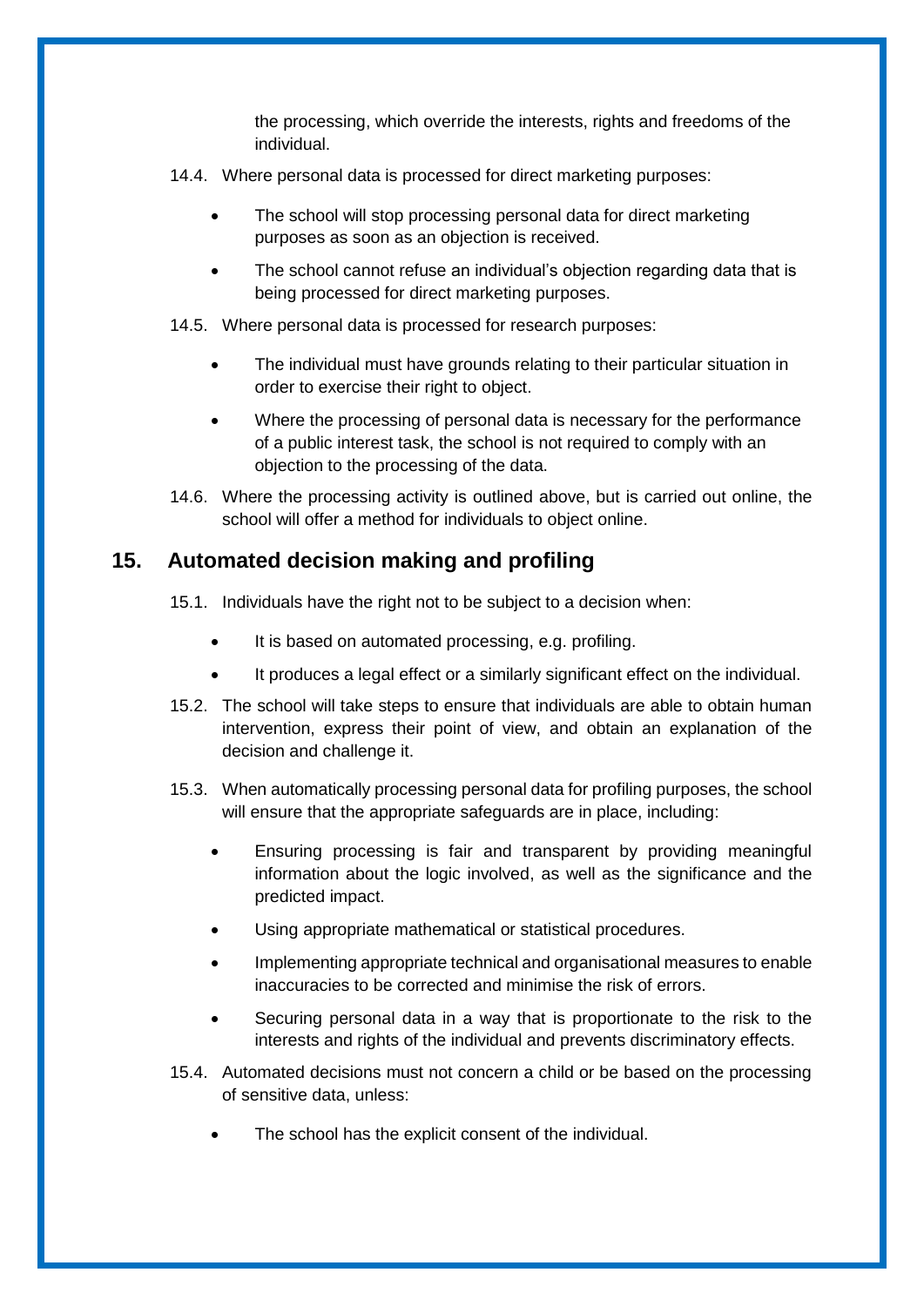the processing, which override the interests, rights and freedoms of the individual.

14.4. Where personal data is processed for direct marketing purposes:

- The school will stop processing personal data for direct marketing purposes as soon as an objection is received.
- The school cannot refuse an individual's objection regarding data that is being processed for direct marketing purposes.

14.5. Where personal data is processed for research purposes:

- The individual must have grounds relating to their particular situation in order to exercise their right to object.
- Where the processing of personal data is necessary for the performance of a public interest task, the school is not required to comply with an objection to the processing of the data.

14.6. Where the processing activity is outlined above, but is carried out online, the school will offer a method for individuals to object online.

## 15. Automated decision making and profiling

15.1. Individuals have the right not to be subject to a decision when:

- It is based on automated processing, e.g. profiling.
- It produces a legal effect or a similarly significant effect on the individual.

15.2. The school will take steps to ensure that individuals are able to obtain human intervention, express their point of view, and obtain an explanation of the decision and challenge it.

15.3. When automatically processing personal data for profiling purposes, the school will ensure that the appropriate safeguards are in place, including:

- Ensuring processing is fair and transparent by providing meaningful information about the logic involved, as well as the significance and the predicted impact.
- Using appropriate mathematical or statistical procedures.
- Implementing appropriate technical and organisational measures to enable inaccuracies to be corrected and minimise the risk of errors.
- Securing personal data in a way that is proportionate to the risk to the interests and rights of the individual and prevents discriminatory effects.

15.4. Automated decisions must not concern a child or be based on the processing of sensitive data, unless:

- The school has the explicit consent of the individual.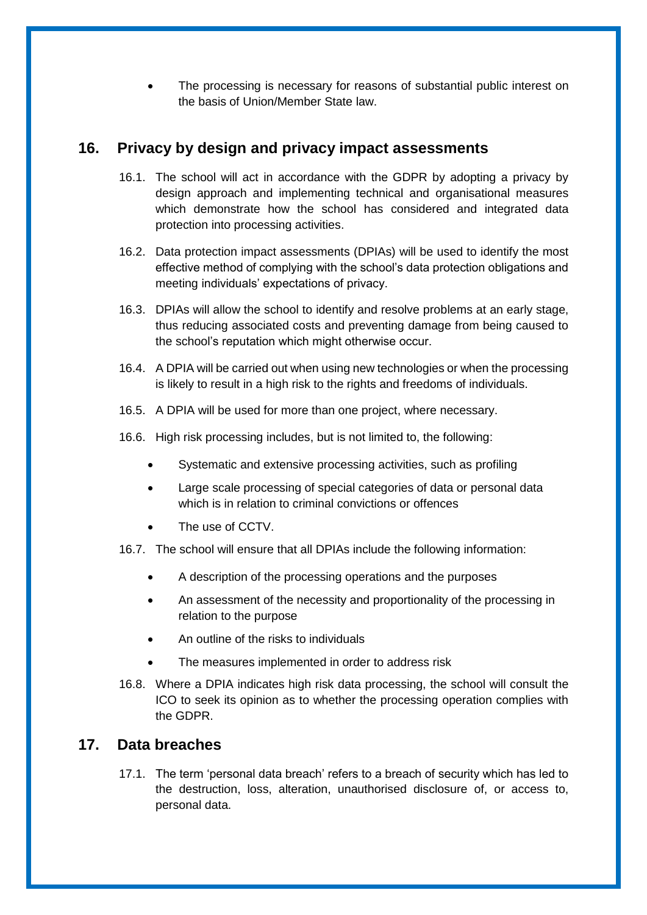- The processing is necessary for reasons of substantial public interest on the basis of Union/Member State law.

## 16. Privacy by design and privacy impact assessments

16.1. The school will act in accordance with the GDPR by adopting a privacy by design approach and implementing technical and organisational measures which demonstrate how the school has considered and integrated data protection into processing activities.

16.2. Data protection impact assessments (DPIAs) will be used to identify the most effective method of complying with the school's data protection obligations and meeting individuals' expectations of privacy.

16.3. DPIAs will allow the school to identify and resolve problems at an early stage, thus reducing associated costs and preventing damage from being caused to the school's reputation which might otherwise occur.

16.4. A DPIA will be carried out when using new technologies or when the processing is likely to result in a high risk to the rights and freedoms of individuals.

16.5. A DPIA will be used for more than one project, where necessary.

16.6. High risk processing includes, but is not limited to, the following:

- Systematic and extensive processing activities, such as profiling
- Large scale processing of special categories of data or personal data which is in relation to criminal convictions or offences
- The use of CCTV.

16.7. The school will ensure that all DPIAs include the following information:

- A description of the processing operations and the purposes
- An assessment of the necessity and proportionality of the processing in relation to the purpose
- An outline of the risks to individuals
- The measures implemented in order to address risk

16.8. Where a DPIA indicates high risk data processing, the school will consult the ICO to seek its opinion as to whether the processing operation complies with the GDPR.

## 17. Data breaches

17.1. The term 'personal data breach' refers to a breach of security which has led to the destruction, loss, alteration, unauthorised disclosure of, or access to, personal data.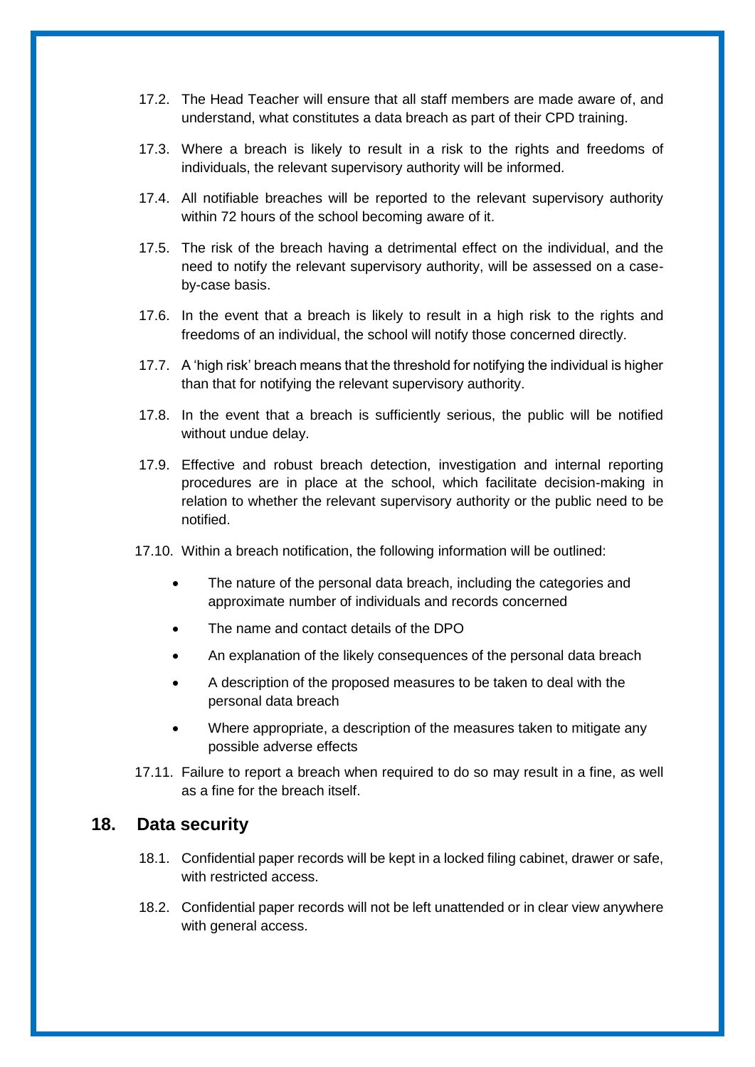17.2. The Head Teacher will ensure that all staff members are made aware of, and understand, what constitutes a data breach as part of their CPD training.

17.3. Where a breach is likely to result in a risk to the rights and freedoms of individuals, the relevant supervisory authority will be informed.

17.4. All notifiable breaches will be reported to the relevant supervisory authority within 72 hours of the school becoming aware of it.

17.5. The risk of the breach having a detrimental effect on the individual, and the need to notify the relevant supervisory authority, will be assessed on a case-by-case basis.

17.6. In the event that a breach is likely to result in a high risk to the rights and freedoms of an individual, the school will notify those concerned directly.

17.7. A 'high risk' breach means that the threshold for notifying the individual is higher than that for notifying the relevant supervisory authority.

17.8. In the event that a breach is sufficiently serious, the public will be notified without undue delay.

17.9. Effective and robust breach detection, investigation and internal reporting procedures are in place at the school, which facilitate decision-making in relation to whether the relevant supervisory authority or the public need to be notified.

17.10. Within a breach notification, the following information will be outlined:

- The nature of the personal data breach, including the categories and approximate number of individuals and records concerned
- The name and contact details of the DPO
- An explanation of the likely consequences of the personal data breach
- A description of the proposed measures to be taken to deal with the personal data breach
- Where appropriate, a description of the measures taken to mitigate any possible adverse effects

17.11. Failure to report a breach when required to do so may result in a fine, as well as a fine for the breach itself.

## 18. Data security

18.1. Confidential paper records will be kept in a locked filing cabinet, drawer or safe, with restricted access.

18.2. Confidential paper records will not be left unattended or in clear view anywhere with general access.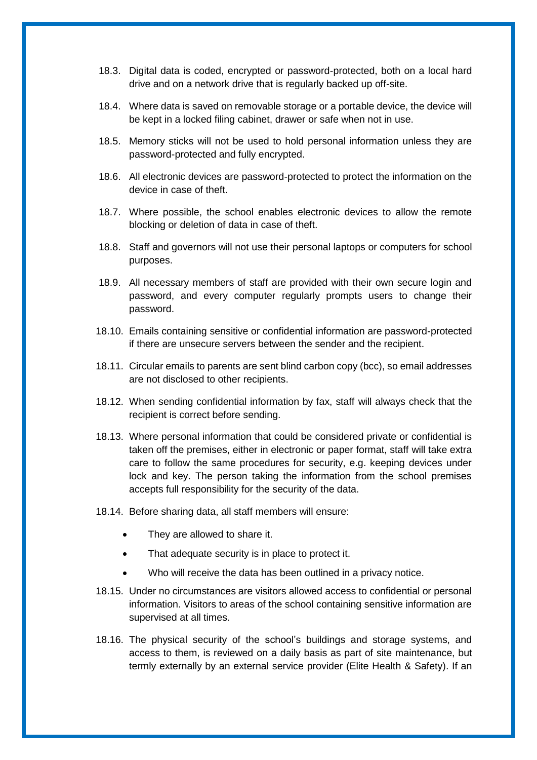18.3. Digital data is coded, encrypted or password-protected, both on a local hard drive and on a network drive that is regularly backed up off-site.

18.4. Where data is saved on removable storage or a portable device, the device will be kept in a locked filing cabinet, drawer or safe when not in use.

18.5. Memory sticks will not be used to hold personal information unless they are password-protected and fully encrypted.

18.6. All electronic devices are password-protected to protect the information on the device in case of theft.

18.7. Where possible, the school enables electronic devices to allow the remote blocking or deletion of data in case of theft.

18.8. Staff and governors will not use their personal laptops or computers for school purposes.

18.9. All necessary members of staff are provided with their own secure login and password, and every computer regularly prompts users to change their password.

18.10. Emails containing sensitive or confidential information are password-protected if there are unsecure servers between the sender and the recipient.

18.11. Circular emails to parents are sent blind carbon copy (bcc), so email addresses are not disclosed to other recipients.

18.12. When sending confidential information by fax, staff will always check that the recipient is correct before sending.

18.13. Where personal information that could be considered private or confidential is taken off the premises, either in electronic or paper format, staff will take extra care to follow the same procedures for security, e.g. keeping devices under lock and key. The person taking the information from the school premises accepts full responsibility for the security of the data.

18.14. Before sharing data, all staff members will ensure:

- They are allowed to share it.
- That adequate security is in place to protect it.
- Who will receive the data has been outlined in a privacy notice.

18.15. Under no circumstances are visitors allowed access to confidential or personal information. Visitors to areas of the school containing sensitive information are supervised at all times.

18.16. The physical security of the school's buildings and storage systems, and access to them, is reviewed on a daily basis as part of site maintenance, but termly externally by an external service provider (Elite Health & Safety). If an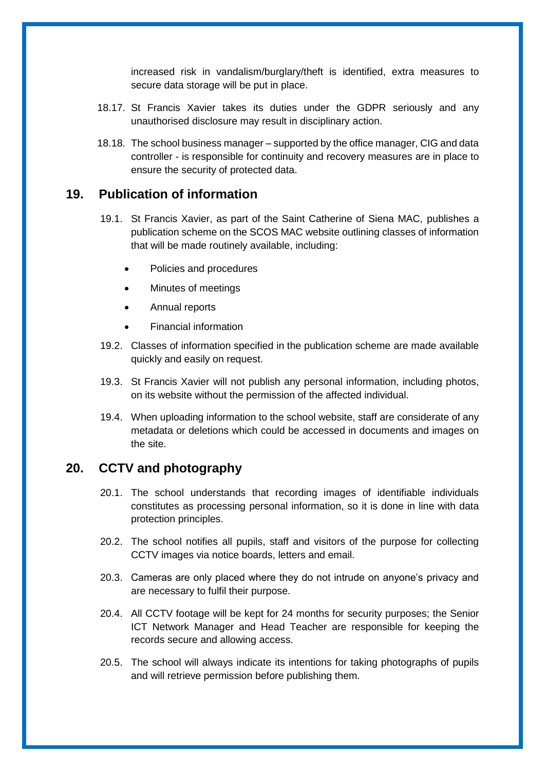increased risk in vandalism/burglary/theft is identified, extra measures to secure data storage will be put in place.

18.17. St Francis Xavier takes its duties under the GDPR seriously and any unauthorised disclosure may result in disciplinary action.

18.18. The school business manager – supported by the office manager, CIG and data controller - is responsible for continuity and recovery measures are in place to ensure the security of protected data.

## 19. Publication of information

19.1. St Francis Xavier, as part of the Saint Catherine of Siena MAC, publishes a publication scheme on the SCOS MAC website outlining classes of information that will be made routinely available, including:

- Policies and procedures
- Minutes of meetings
- Annual reports
- Financial information

19.2. Classes of information specified in the publication scheme are made available quickly and easily on request.

19.3. St Francis Xavier will not publish any personal information, including photos, on its website without the permission of the affected individual.

19.4. When uploading information to the school website, staff are considerate of any metadata or deletions which could be accessed in documents and images on the site.

## 20. CCTV and photography

20.1. The school understands that recording images of identifiable individuals constitutes as processing personal information, so it is done in line with data protection principles.

20.2. The school notifies all pupils, staff and visitors of the purpose for collecting CCTV images via notice boards, letters and email.

20.3. Cameras are only placed where they do not intrude on anyone's privacy and are necessary to fulfil their purpose.

20.4. All CCTV footage will be kept for 24 months for security purposes; the Senior ICT Network Manager and Head Teacher are responsible for keeping the records secure and allowing access.

20.5. The school will always indicate its intentions for taking photographs of pupils and will retrieve permission before publishing them.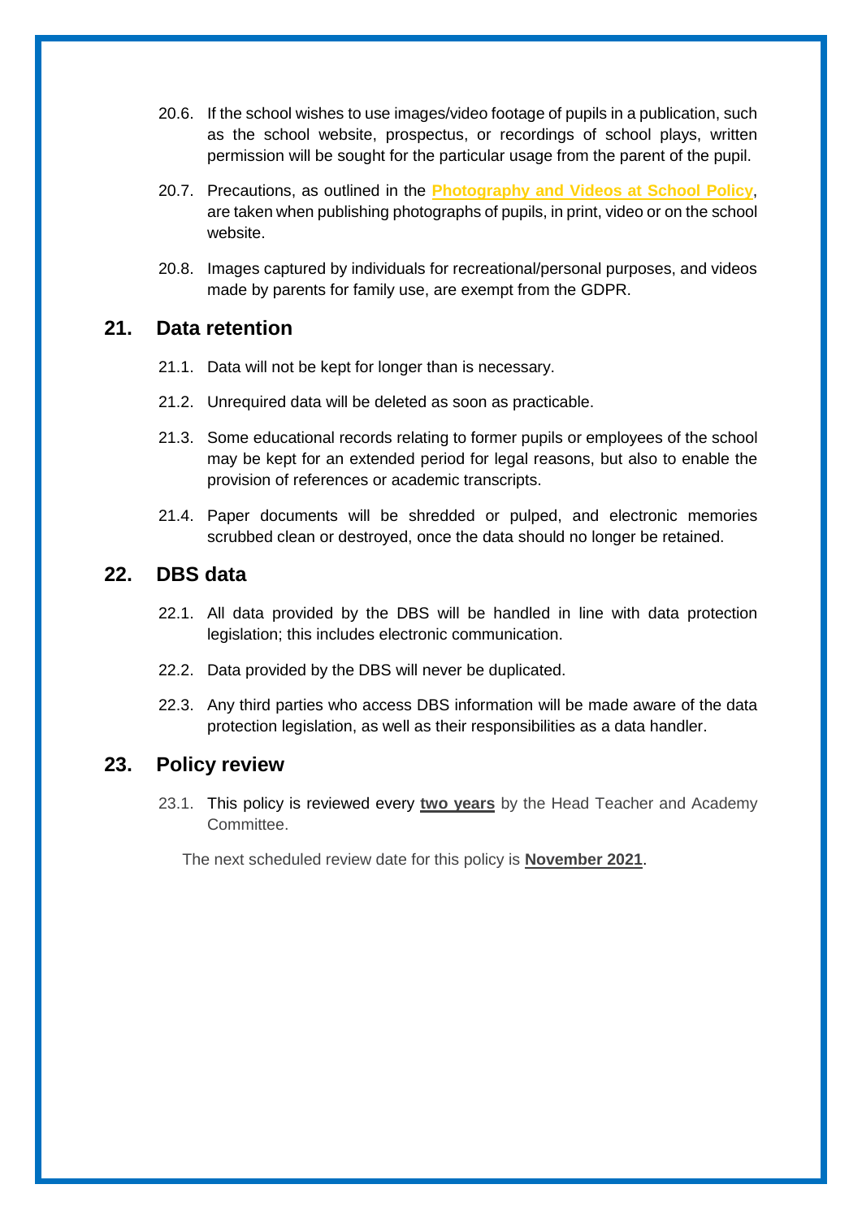20.6. If the school wishes to use images/video footage of pupils in a publication, such as the school website, prospectus, or recordings of school plays, written permission will be sought for the particular usage from the parent of the pupil.

20.7. Precautions, as outlined in the **Photography and Videos at School Policy**, are taken when publishing photographs of pupils, in print, video or on the school website.

20.8. Images captured by individuals for recreational/personal purposes, and videos made by parents for family use, are exempt from the GDPR.

## 21. Data retention

21.1. Data will not be kept for longer than is necessary.

21.2. Unrequired data will be deleted as soon as practicable.

21.3. Some educational records relating to former pupils or employees of the school may be kept for an extended period for legal reasons, but also to enable the provision of references or academic transcripts.

21.4. Paper documents will be shredded or pulped, and electronic memories scrubbed clean or destroyed, once the data should no longer be retained.

## 22. DBS data

22.1. All data provided by the DBS will be handled in line with data protection legislation; this includes electronic communication.

22.2. Data provided by the DBS will never be duplicated.

22.3. Any third parties who access DBS information will be made aware of the data protection legislation, as well as their responsibilities as a data handler.

## 23. Policy review

23.1. This policy is reviewed every **two years** by the Head Teacher and Academy Committee.

The next scheduled review date for this policy is **November 2021**.